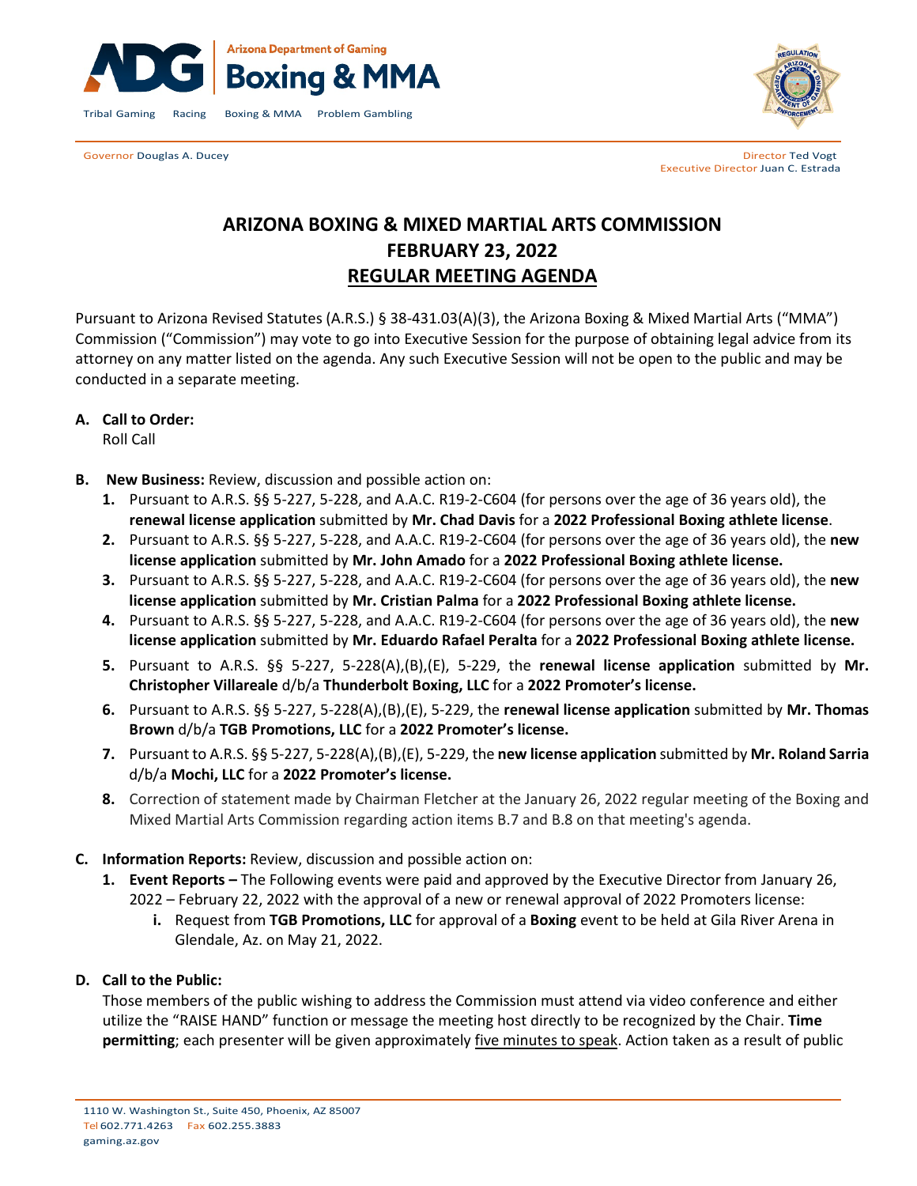Arizona Department of Gaming
**Boxing & MMA**

Tribal Gaming Racing Boxing & MMA Problem Gambling

Governor Douglas A. Ducey

Director Ted Vogt
Executive Director Juan C. Estrada

# ARIZONA BOXING & MIXED MARTIAL ARTS COMMISSION
# FEBRUARY 23, 2022
# REGULAR MEETING AGENDA

Pursuant to Arizona Revised Statutes (A.R.S.) § 38-431.03(A)(3), the Arizona Boxing & Mixed Martial Arts ("MMA") Commission ("Commission") may vote to go into Executive Session for the purpose of obtaining legal advice from its attorney on any matter listed on the agenda. Any such Executive Session will not be open to the public and may be conducted in a separate meeting.

**A. Call to Order:**
Roll Call

**B. New Business:** Review, discussion and possible action on:

1. Pursuant to A.R.S. §§ 5-227, 5-228, and A.A.C. R19-2-C604 (for persons over the age of 36 years old), the **renewal license application** submitted by **Mr. Chad Davis** for a **2022 Professional Boxing athlete license**.
2. Pursuant to A.R.S. §§ 5-227, 5-228, and A.A.C. R19-2-C604 (for persons over the age of 36 years old), the **new license application** submitted by **Mr. John Amado** for a **2022 Professional Boxing athlete license.**
3. Pursuant to A.R.S. §§ 5-227, 5-228, and A.A.C. R19-2-C604 (for persons over the age of 36 years old), the **new license application** submitted by **Mr. Cristian Palma** for a **2022 Professional Boxing athlete license.**
4. Pursuant to A.R.S. §§ 5-227, 5-228, and A.A.C. R19-2-C604 (for persons over the age of 36 years old), the **new license application** submitted by **Mr. Eduardo Rafael Peralta** for a **2022 Professional Boxing athlete license.**
5. Pursuant to A.R.S. §§ 5-227, 5-228(A),(B),(E), 5-229, the **renewal license application** submitted by **Mr. Christopher Villareale** d/b/a **Thunderbolt Boxing, LLC** for a **2022 Promoter's license.**
6. Pursuant to A.R.S. §§ 5-227, 5-228(A),(B),(E), 5-229, the **renewal license application** submitted by **Mr. Thomas Brown** d/b/a **TGB Promotions, LLC** for a **2022 Promoter's license.**
7. Pursuant to A.R.S. §§ 5-227, 5-228(A),(B),(E), 5-229, the **new license application** submitted by **Mr. Roland Sarria** d/b/a **Mochi, LLC** for a **2022 Promoter's license.**
8. Correction of statement made by Chairman Fletcher at the January 26, 2022 regular meeting of the Boxing and Mixed Martial Arts Commission regarding action items B.7 and B.8 on that meeting's agenda.

**C. Information Reports:** Review, discussion and possible action on:

1. **Event Reports –** The Following events were paid and approved by the Executive Director from January 26, 2022 – February 22, 2022 with the approval of a new or renewal approval of 2022 Promoters license:
   i. Request from **TGB Promotions, LLC** for approval of a **Boxing** event to be held at Gila River Arena in Glendale, Az. on May 21, 2022.

**D. Call to the Public:**
Those members of the public wishing to address the Commission must attend via video conference and either utilize the "RAISE HAND" function or message the meeting host directly to be recognized by the Chair. **Time permitting**; each presenter will be given approximately five minutes to speak. Action taken as a result of public

1110 W. Washington St., Suite 450, Phoenix, AZ 85007
Tel 602.771.4263 Fax 602.255.3883
gaming.az.gov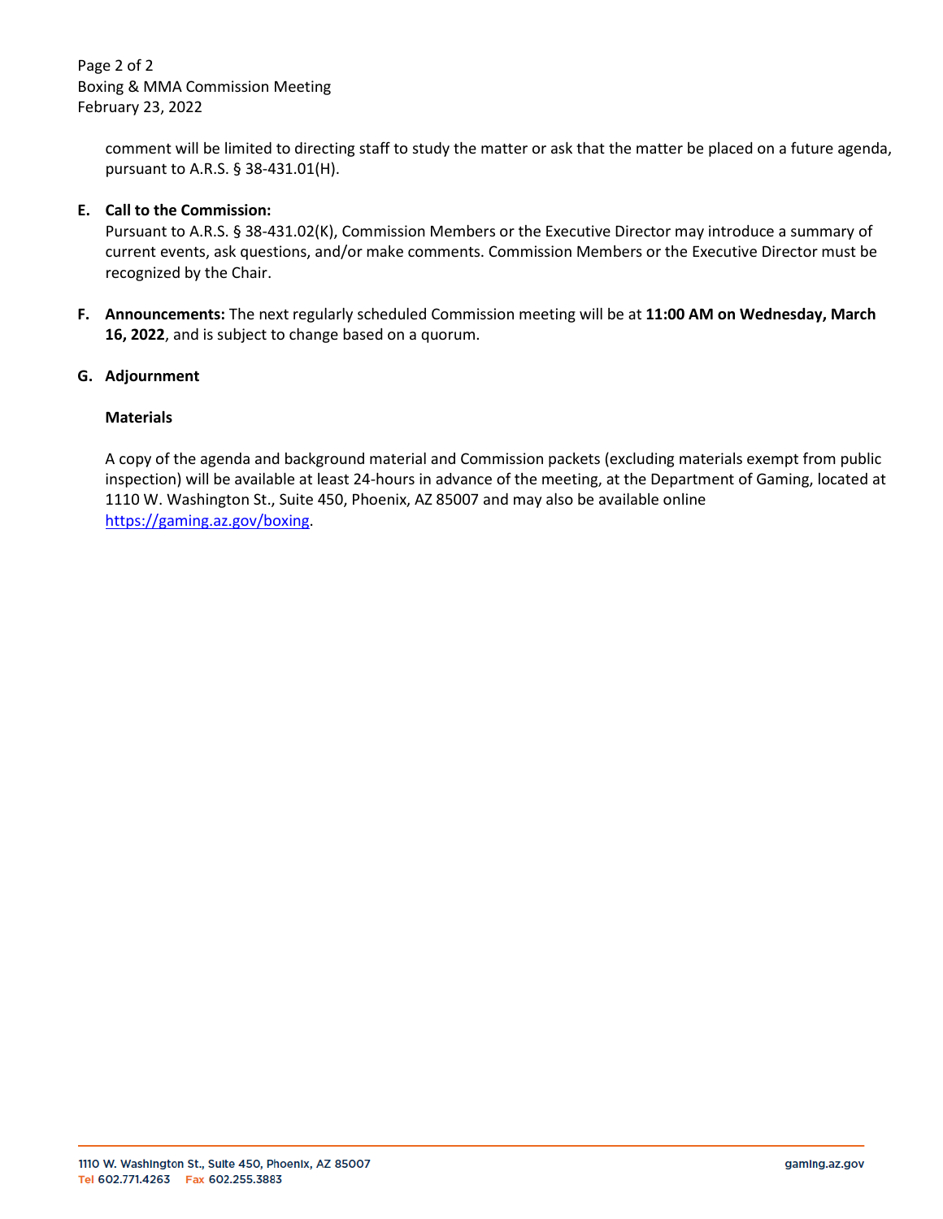comment will be limited to directing staff to study the matter or ask that the matter be placed on a future agenda, pursuant to A.R.S. § 38-431.01(H).

**E. Call to the Commission:**
Pursuant to A.R.S. § 38-431.02(K), Commission Members or the Executive Director may introduce a summary of current events, ask questions, and/or make comments. Commission Members or the Executive Director must be recognized by the Chair.

**F. Announcements:** The next regularly scheduled Commission meeting will be at **11:00 AM on Wednesday, March 16, 2022**, and is subject to change based on a quorum.

**G. Adjournment**

**Materials**

A copy of the agenda and background material and Commission packets (excluding materials exempt from public inspection) will be available at least 24-hours in advance of the meeting, at the Department of Gaming, located at 1110 W. Washington St., Suite 450, Phoenix, AZ 85007 and may also be available online https://gaming.az.gov/boxing.